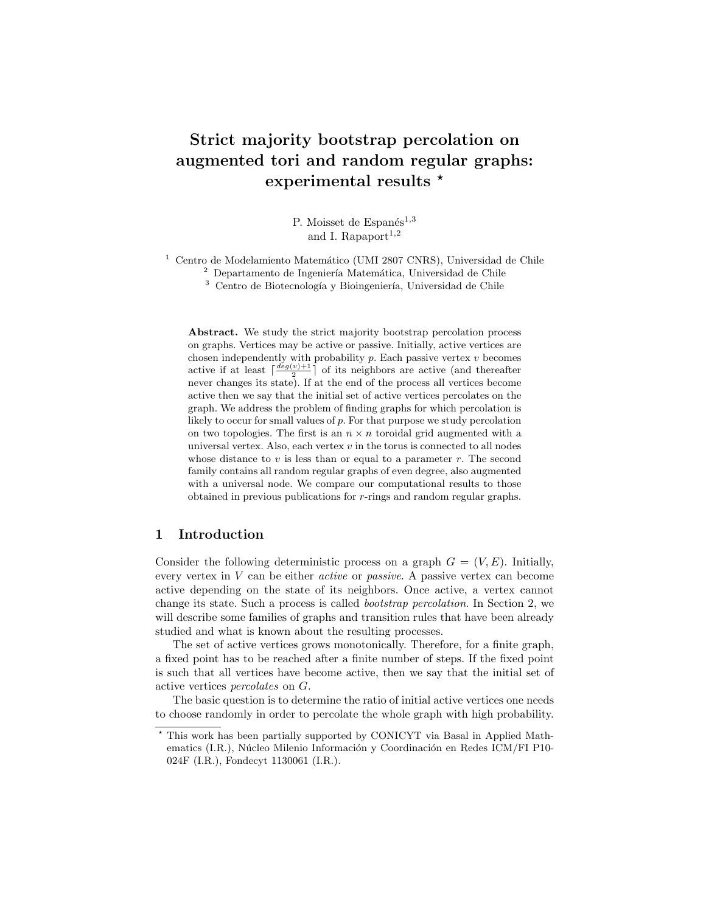# Strict majority bootstrap percolation on augmented tori and random regular graphs: experimental results ⋆

P. Moisset de Espanés[1,3] and I. Rapaport[1,2]

[1] Centro de Modelamiento Matemático (UMI 2807 CNRS), Universidad de Chile
[2] Departamento de Ingeniería Matemática, Universidad de Chile
[3] Centro de Biotecnología y Bioingeniería, Universidad de Chile

**Abstract.** We study the strict majority bootstrap percolation process on graphs. Vertices may be active or passive. Initially, active vertices are chosen independently with probability $p$. Each passive vertex $v$ becomes active if at least $\lceil \frac{deg(v)+1}{2} \rceil$ of its neighbors are active (and thereafter never changes its state). If at the end of the process all vertices become active then we say that the initial set of active vertices percolates on the graph. We address the problem of finding graphs for which percolation is likely to occur for small values of $p$. For that purpose we study percolation on two topologies. The first is an $n \times n$ toroidal grid augmented with a universal vertex. Also, each vertex $v$ in the torus is connected to all nodes whose distance to $v$ is less than or equal to a parameter $r$. The second family contains all random regular graphs of even degree, also augmented with a universal node. We compare our computational results to those obtained in previous publications for $r$-rings and random regular graphs.

## 1 Introduction

Consider the following deterministic process on a graph $G = (V, E)$. Initially, every vertex in $V$ can be either *active* or *passive*. A passive vertex can become active depending on the state of its neighbors. Once active, a vertex cannot change its state. Such a process is called *bootstrap percolation*. In Section 2, we will describe some families of graphs and transition rules that have been already studied and what is known about the resulting processes.

The set of active vertices grows monotonically. Therefore, for a finite graph, a fixed point has to be reached after a finite number of steps. If the fixed point is such that all vertices have become active, then we say that the initial set of active vertices *percolates* on $G$.

The basic question is to determine the ratio of initial active vertices one needs to choose randomly in order to percolate the whole graph with high probability.

⋆ This work has been partially supported by CONICYT via Basal in Applied Mathematics (I.R.), Núcleo Milenio Información y Coordinación en Redes ICM/FI P10-024F (I.R.), Fondecyt 1130061 (I.R.).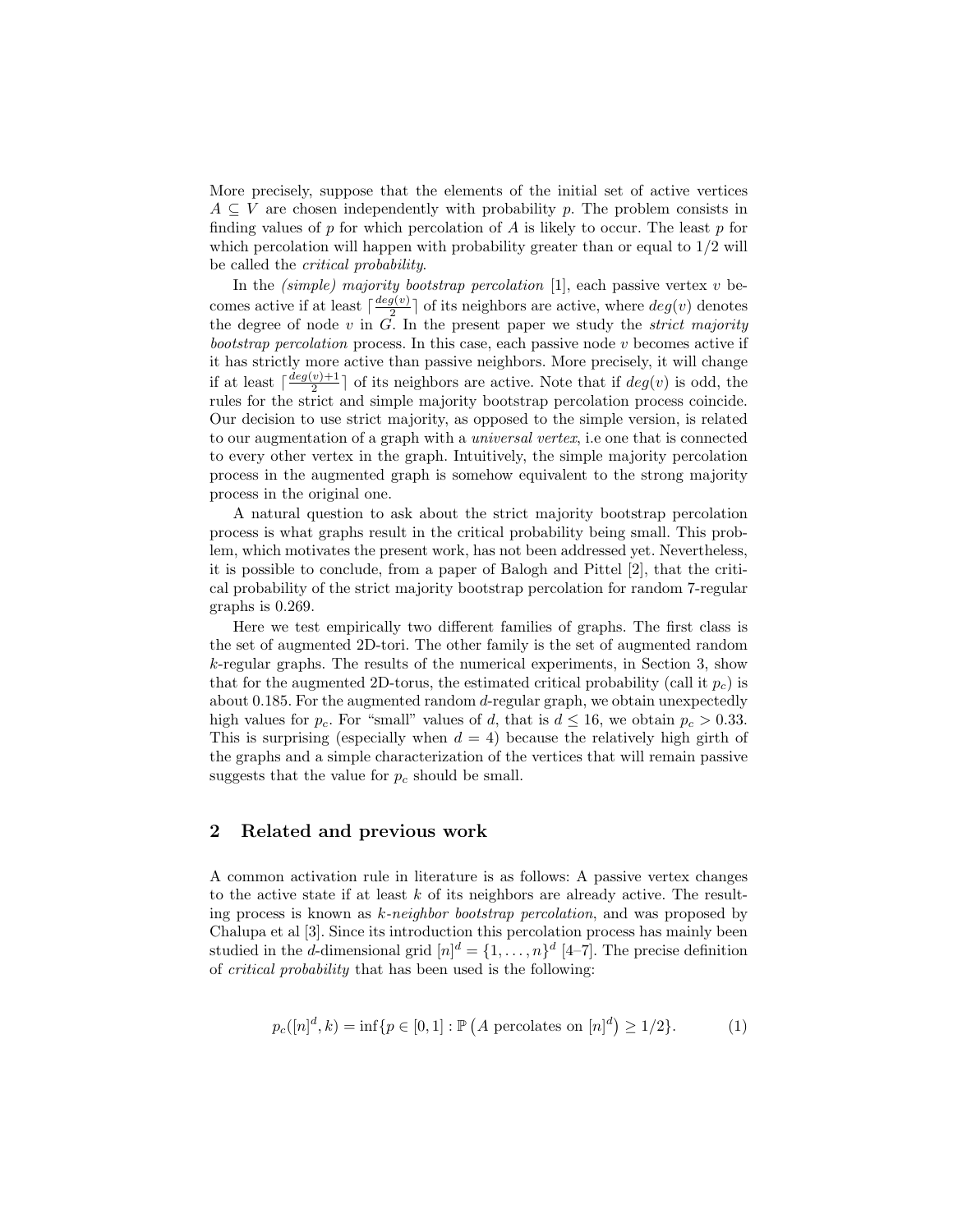More precisely, suppose that the elements of the initial set of active vertices $A \subseteq V$ are chosen independently with probability $p$. The problem consists in finding values of $p$ for which percolation of $A$ is likely to occur. The least $p$ for which percolation will happen with probability greater than or equal to 1/2 will be called the *critical probability*.

In the *(simple) majority bootstrap percolation* [1], each passive vertex $v$ becomes active if at least $\lceil \frac{deg(v)}{2} \rceil$ of its neighbors are active, where $deg(v)$ denotes the degree of node $v$ in $G$. In the present paper we study the *strict majority bootstrap percolation* process. In this case, each passive node $v$ becomes active if it has strictly more active than passive neighbors. More precisely, it will change if at least $\lceil \frac{deg(v)+1}{2} \rceil$ of its neighbors are active. Note that if $deg(v)$ is odd, the rules for the strict and simple majority bootstrap percolation process coincide. Our decision to use strict majority, as opposed to the simple version, is related to our augmentation of a graph with a *universal vertex*, i.e one that is connected to every other vertex in the graph. Intuitively, the simple majority percolation process in the augmented graph is somehow equivalent to the strong majority process in the original one.

A natural question to ask about the strict majority bootstrap percolation process is what graphs result in the critical probability being small. This problem, which motivates the present work, has not been addressed yet. Nevertheless, it is possible to conclude, from a paper of Balogh and Pittel [2], that the critical probability of the strict majority bootstrap percolation for random 7-regular graphs is 0.269.

Here we test empirically two different families of graphs. The first class is the set of augmented 2D-tori. The other family is the set of augmented random $k$-regular graphs. The results of the numerical experiments, in Section 3, show that for the augmented 2D-torus, the estimated critical probability (call it $p_c$) is about 0.185. For the augmented random $d$-regular graph, we obtain unexpectedly high values for $p_c$. For "small" values of $d$, that is $d \leq 16$, we obtain $p_c > 0.33$. This is surprising (especially when $d = 4$) because the relatively high girth of the graphs and a simple characterization of the vertices that will remain passive suggests that the value for $p_c$ should be small.

## 2 Related and previous work

A common activation rule in literature is as follows: A passive vertex changes to the active state if at least $k$ of its neighbors are already active. The resulting process is known as *k-neighbor bootstrap percolation*, and was proposed by Chalupa et al [3]. Since its introduction this percolation process has mainly been studied in the $d$-dimensional grid $[n]^d = \{1, \ldots, n\}^d$ [4–7]. The precise definition of *critical probability* that has been used is the following:

$$p_c([n]^d, k) = \inf\{p \in [0,1] : \mathbb{P}\left(A \text{ percolates on } [n]^d\right) \geq 1/2\}. \tag{1}$$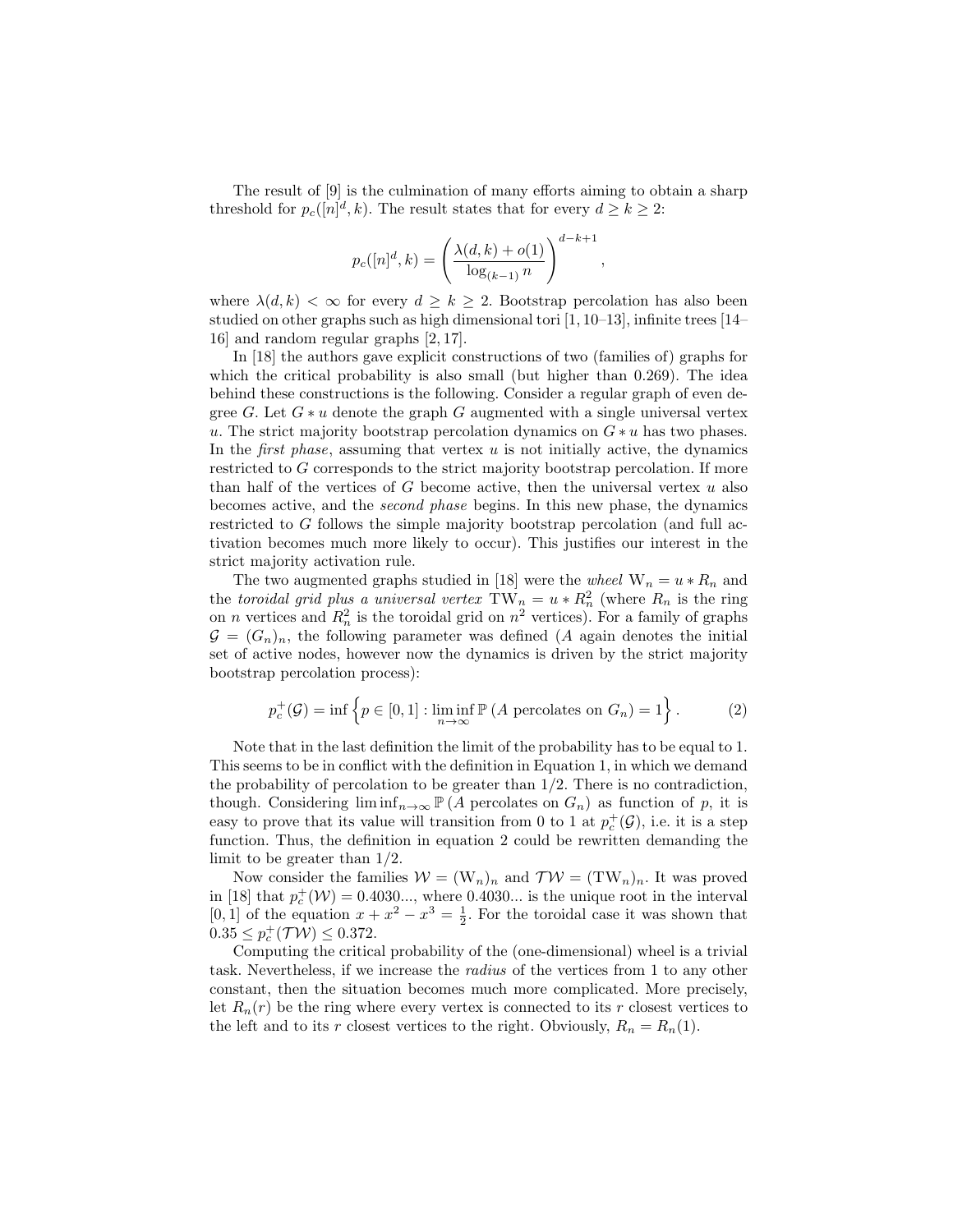The result of [9] is the culmination of many efforts aiming to obtain a sharp threshold for $p_c([n]^d, k)$. The result states that for every $d \geq k \geq 2$:

$$p_c([n]^d, k) = \left( \frac{\lambda(d,k) + o(1)}{\log_{(k-1)} n} \right)^{d-k+1},$$

where $\lambda(d, k) < \infty$ for every $d \geq k \geq 2$. Bootstrap percolation has also been studied on other graphs such as high dimensional tori [1, 10–13], infinite trees [14–16] and random regular graphs [2, 17].

In [18] the authors gave explicit constructions of two (families of) graphs for which the critical probability is also small (but higher than 0.269). The idea behind these constructions is the following. Consider a regular graph of even degree $G$. Let $G * u$ denote the graph $G$ augmented with a single universal vertex $u$. The strict majority bootstrap percolation dynamics on $G * u$ has two phases. In the *first phase*, assuming that vertex $u$ is not initially active, the dynamics restricted to $G$ corresponds to the strict majority bootstrap percolation. If more than half of the vertices of $G$ become active, then the universal vertex $u$ also becomes active, and the *second phase* begins. In this new phase, the dynamics restricted to $G$ follows the simple majority bootstrap percolation (and full activation becomes much more likely to occur). This justifies our interest in the strict majority activation rule.

The two augmented graphs studied in [18] were the *wheel* $\mathrm{W}_n = u * R_n$ and the *toroidal grid plus a universal vertex* $\mathrm{TW}_n = u * R_n^2$ (where $R_n$ is the ring on $n$ vertices and $R_n^2$ is the toroidal grid on $n^2$ vertices). For a family of graphs $\mathcal{G} = (G_n)_n$, the following parameter was defined ($A$ again denotes the initial set of active nodes, however now the dynamics is driven by the strict majority bootstrap percolation process):

$$p_c^+(\mathcal{G}) = \inf \left\{ p \in [0,1] : \liminf_{n \to \infty} \mathbb{P}\left(A \text{ percolates on } G_n\right) = 1 \right\}. \tag{2}$$

Note that in the last definition the limit of the probability has to be equal to 1. This seems to be in conflict with the definition in Equation 1, in which we demand the probability of percolation to be greater than 1/2. There is no contradiction, though. Considering $\liminf_{n\to\infty} \mathbb{P}\left(A \text{ percolates on } G_n\right)$ as function of $p$, it is easy to prove that its value will transition from 0 to 1 at $p_c^+(\mathcal{G})$, i.e. it is a step function. Thus, the definition in equation 2 could be rewritten demanding the limit to be greater than 1/2.

Now consider the families $\mathcal{W} = (\mathrm{W}_n)_n$ and $\mathcal{TW} = (\mathrm{TW}_n)_n$. It was proved in [18] that $p_c^+(\mathcal{W}) = 0.4030...$, where 0.4030... is the unique root in the interval $[0, 1]$ of the equation $x + x^2 - x^3 = \frac{1}{2}$. For the toroidal case it was shown that $0.35 \leq p_c^+(\mathcal{TW}) \leq 0.372$.

Computing the critical probability of the (one-dimensional) wheel is a trivial task. Nevertheless, if we increase the *radius* of the vertices from 1 to any other constant, then the situation becomes much more complicated. More precisely, let $R_n(r)$ be the ring where every vertex is connected to its $r$ closest vertices to the left and to its $r$ closest vertices to the right. Obviously, $R_n = R_n(1)$.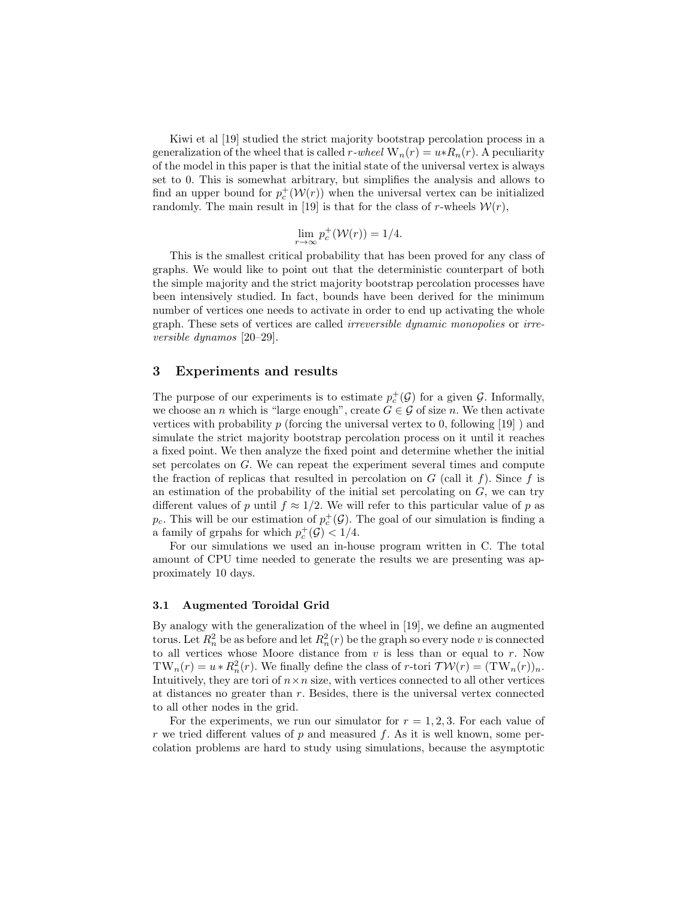Kiwi et al [19] studied the strict majority bootstrap percolation process in a generalization of the wheel that is called *r-wheel* $\mathrm{W}_n(r) = u * R_n(r)$. A peculiarity of the model in this paper is that the initial state of the universal vertex is always set to 0. This is somewhat arbitrary, but simplifies the analysis and allows to find an upper bound for $p_c^+(\mathcal{W}(r))$ when the universal vertex can be initialized randomly. The main result in [19] is that for the class of $r$-wheels $\mathcal{W}(r)$,

$$\lim_{r\to\infty} p_c^+(\mathcal{W}(r)) = 1/4.$$

This is the smallest critical probability that has been proved for any class of graphs. We would like to point out that the deterministic counterpart of both the simple majority and the strict majority bootstrap percolation processes have been intensively studied. In fact, bounds have been derived for the minimum number of vertices one needs to activate in order to end up activating the whole graph. These sets of vertices are called *irreversible dynamic monopolies* or *irreversible dynamos* [20–29].

## 3 Experiments and results

The purpose of our experiments is to estimate $p_c^+(\mathcal{G})$ for a given $\mathcal{G}$. Informally, we choose an $n$ which is "large enough", create $G \in \mathcal{G}$ of size $n$. We then activate vertices with probability $p$ (forcing the universal vertex to 0, following [19] ) and simulate the strict majority bootstrap percolation process on it until it reaches a fixed point. We then analyze the fixed point and determine whether the initial set percolates on $G$. We can repeat the experiment several times and compute the fraction of replicas that resulted in percolation on $G$ (call it $f$). Since $f$ is an estimation of the probability of the initial set percolating on $G$, we can try different values of $p$ until $f \approx 1/2$. We will refer to this particular value of $p$ as $p_c$. This will be our estimation of $p_c^+(\mathcal{G})$. The goal of our simulation is finding a a family of grpahs for which $p_c^+(\mathcal{G}) < 1/4$.

For our simulations we used an in-house program written in C. The total amount of CPU time needed to generate the results we are presenting was approximately 10 days.

### 3.1 Augmented Toroidal Grid

By analogy with the generalization of the wheel in [19], we define an augmented torus. Let $R_n^2$ be as before and let $R_n^2(r)$ be the graph so every node $v$ is connected to all vertices whose Moore distance from $v$ is less than or equal to $r$. Now $\mathrm{TW}_n(r) = u * R_n^2(r)$. We finally define the class of $r$-tori $\mathcal{TW}(r) = (\mathrm{TW}_n(r))_n$. Intuitively, they are tori of $n \times n$ size, with vertices connected to all other vertices at distances no greater than $r$. Besides, there is the universal vertex connected to all other nodes in the grid.

For the experiments, we run our simulator for $r = 1, 2, 3$. For each value of $r$ we tried different values of $p$ and measured $f$. As it is well known, some percolation problems are hard to study using simulations, because the asymptotic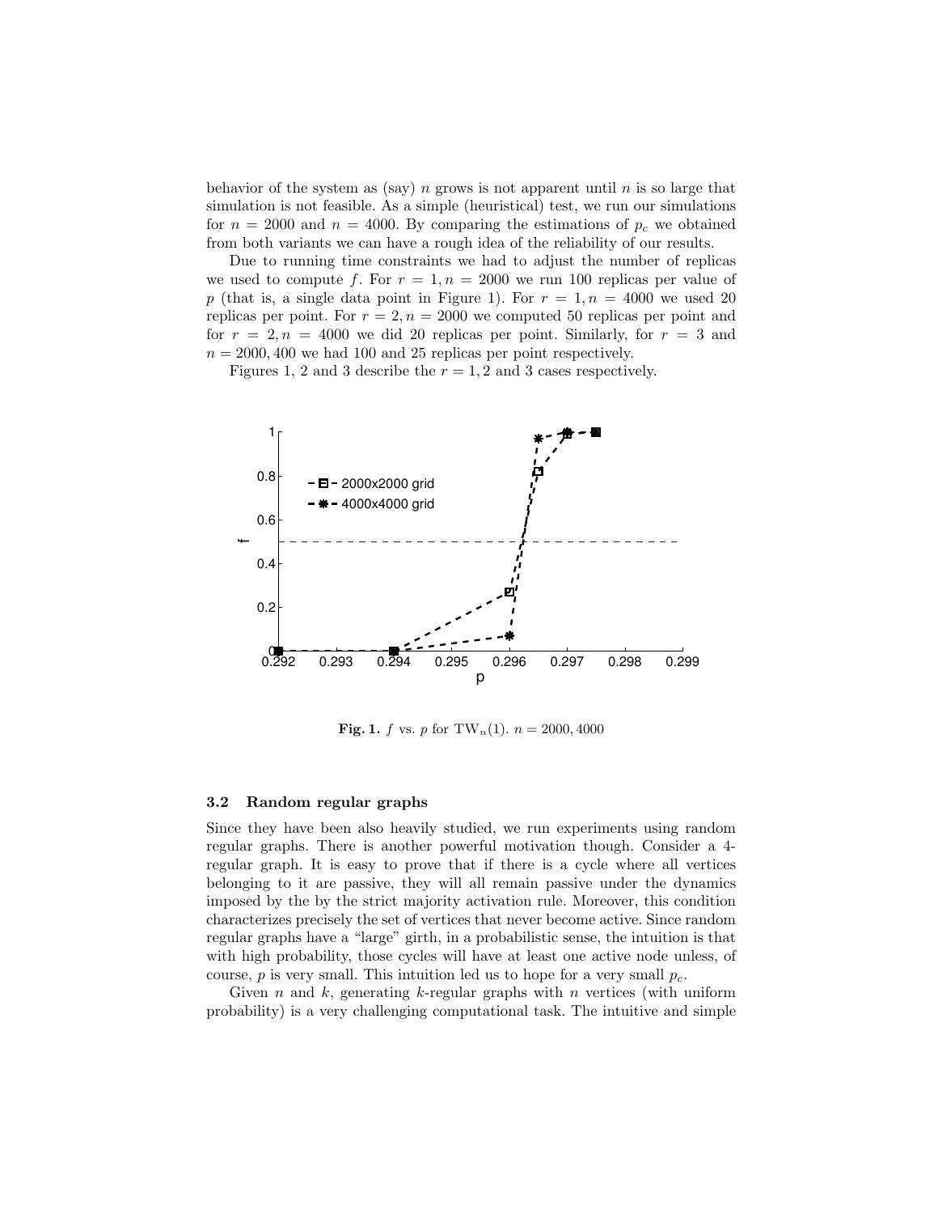behavior of the system as (say) $n$ grows is not apparent until $n$ is so large that simulation is not feasible. As a simple (heuristical) test, we run our simulations for $n = 2000$ and $n = 4000$. By comparing the estimations of $p_c$ we obtained from both variants we can have a rough idea of the reliability of our results.

Due to running time constraints we had to adjust the number of replicas we used to compute $f$. For $r = 1, n = 2000$ we run 100 replicas per value of $p$ (that is, a single data point in Figure 1). For $r = 1, n = 4000$ we used 20 replicas per point. For $r = 2, n = 2000$ we computed 50 replicas per point and for $r = 2, n = 4000$ we did 20 replicas per point. Similarly, for $r = 3$ and $n = 2000, 400$ we had 100 and 25 replicas per point respectively.

Figures 1, 2 and 3 describe the $r = 1, 2$ and 3 cases respectively.

**Fig. 1.** $f$ vs. $p$ for $\mathrm{TW}_n(1)$. $n = 2000, 4000$

### 3.2 Random regular graphs

Since they have been also heavily studied, we run experiments using random regular graphs. There is another powerful motivation though. Consider a 4-regular graph. It is easy to prove that if there is a cycle where all vertices belonging to it are passive, they will all remain passive under the dynamics imposed by the by the strict majority activation rule. Moreover, this condition characterizes precisely the set of vertices that never become active. Since random regular graphs have a "large" girth, in a probabilistic sense, the intuition is that with high probability, those cycles will have at least one active node unless, of course, $p$ is very small. This intuition led us to hope for a very small $p_c$.

Given $n$ and $k$, generating $k$-regular graphs with $n$ vertices (with uniform probability) is a very challenging computational task. The intuitive and simple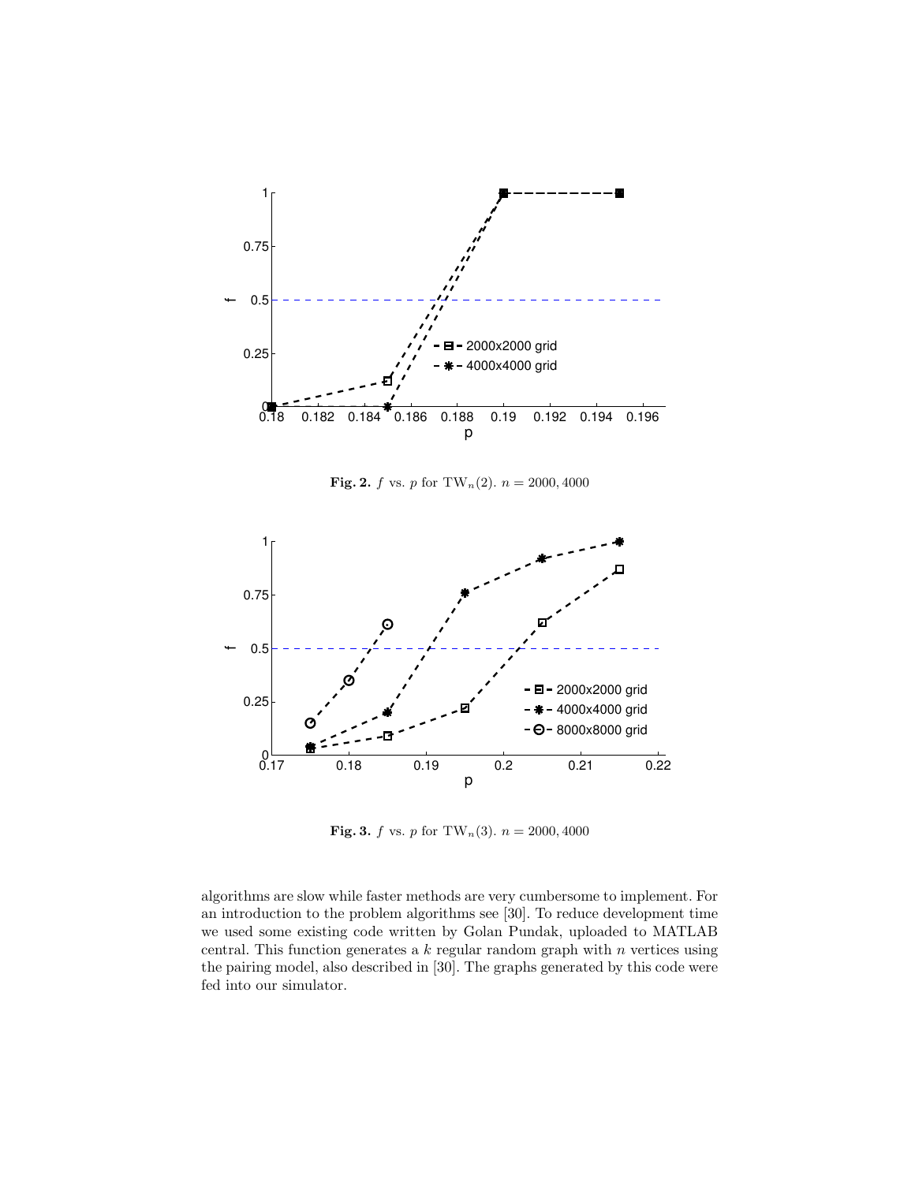**Fig. 2.** $f$ vs. $p$ for $\mathrm{TW}_n(2)$. $n = 2000, 4000$

**Fig. 3.** $f$ vs. $p$ for $\mathrm{TW}_n(3)$. $n = 2000, 4000$

algorithms are slow while faster methods are very cumbersome to implement. For an introduction to the problem algorithms see [30]. To reduce development time we used some existing code written by Golan Pundak, uploaded to MATLAB central. This function generates a $k$ regular random graph with $n$ vertices using the pairing model, also described in [30]. The graphs generated by this code were fed into our simulator.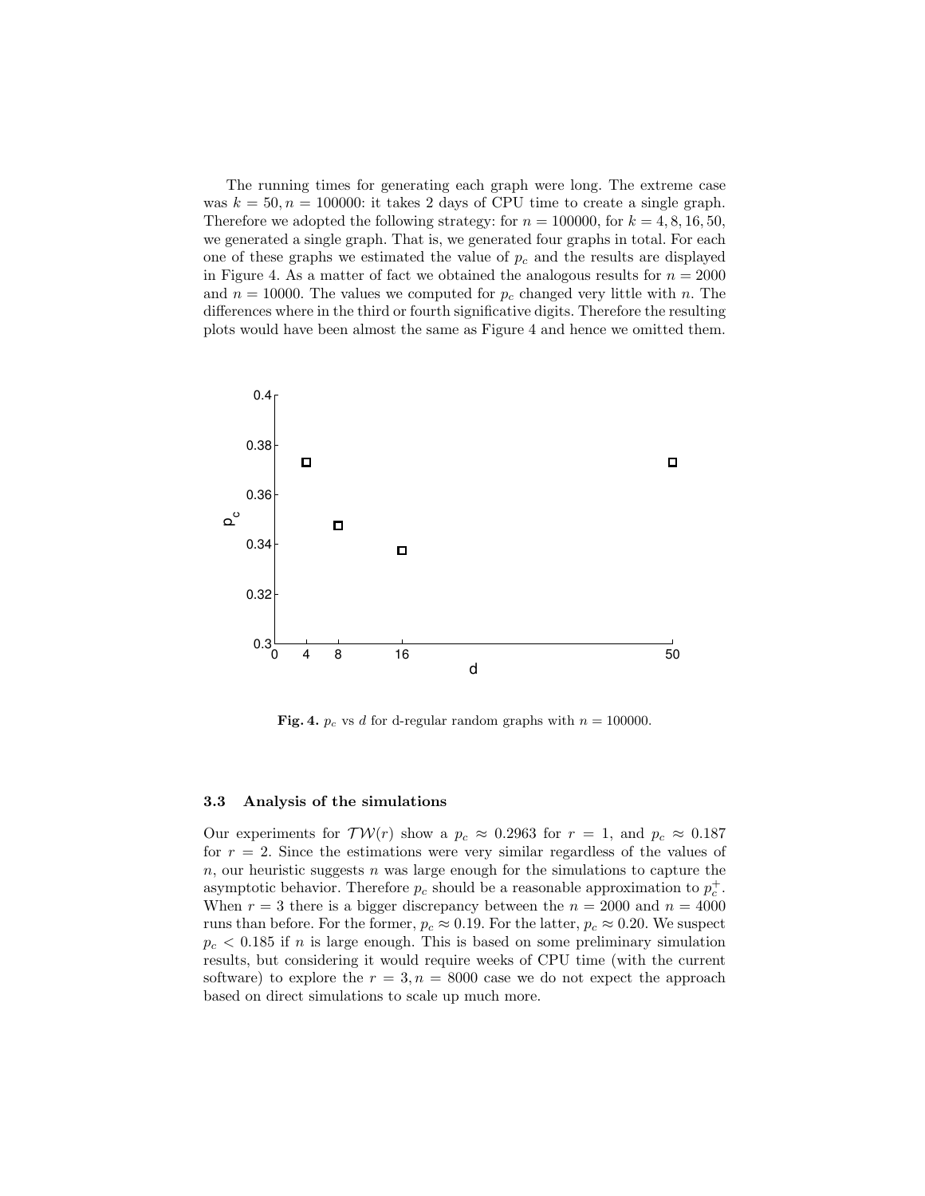The running times for generating each graph were long. The extreme case was $k = 50, n = 100000$: it takes 2 days of CPU time to create a single graph. Therefore we adopted the following strategy: for $n = 100000$, for $k = 4, 8, 16, 50$, we generated a single graph. That is, we generated four graphs in total. For each one of these graphs we estimated the value of $p_c$ and the results are displayed in Figure 4. As a matter of fact we obtained the analogous results for $n = 2000$ and $n = 10000$. The values we computed for $p_c$ changed very little with $n$. The differences where in the third or fourth significative digits. Therefore the resulting plots would have been almost the same as Figure 4 and hence we omitted them.

**Fig. 4.** $p_c$ vs $d$ for d-regular random graphs with $n = 100000$.

### 3.3 Analysis of the simulations

Our experiments for $\mathcal{TW}(r)$ show a $p_c \approx 0.2963$ for $r = 1$, and $p_c \approx 0.187$ for $r = 2$. Since the estimations were very similar regardless of the values of $n$, our heuristic suggests $n$ was large enough for the simulations to capture the asymptotic behavior. Therefore $p_c$ should be a reasonable approximation to $p_c^+$. When $r = 3$ there is a bigger discrepancy between the $n = 2000$ and $n = 4000$ runs than before. For the former, $p_c \approx 0.19$. For the latter, $p_c \approx 0.20$. We suspect $p_c < 0.185$ if $n$ is large enough. This is based on some preliminary simulation results, but considering it would require weeks of CPU time (with the current software) to explore the $r = 3, n = 8000$ case we do not expect the approach based on direct simulations to scale up much more.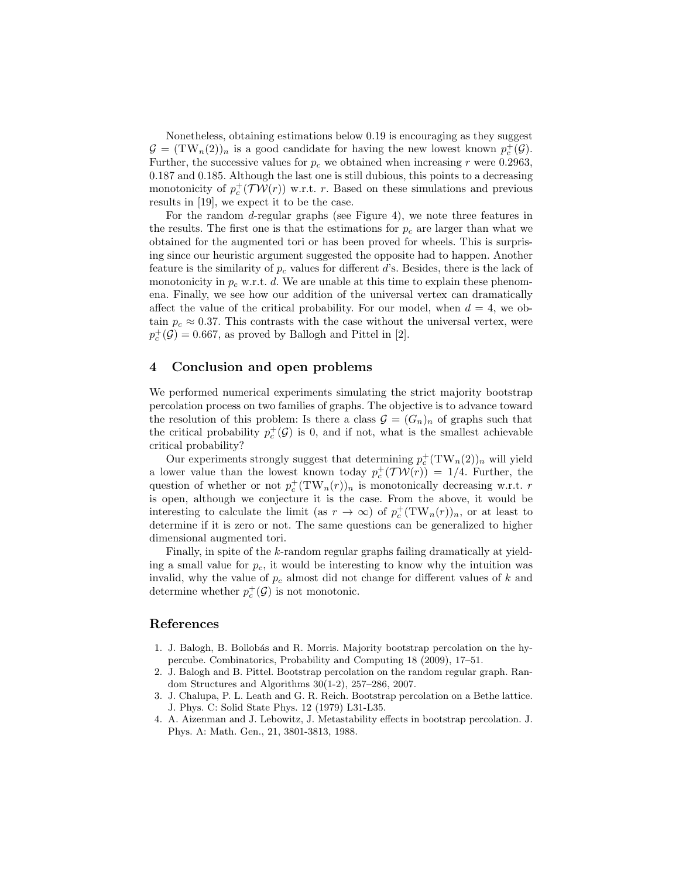Nonetheless, obtaining estimations below 0.19 is encouraging as they suggest $\mathcal{G} = (\mathrm{TW}_n(2))_n$ is a good candidate for having the new lowest known $p_c^+(\mathcal{G})$. Further, the successive values for $p_c$ we obtained when increasing $r$ were 0.2963, 0.187 and 0.185. Although the last one is still dubious, this points to a decreasing monotonicity of $p_c^+(\mathcal{TW}(r))$ w.r.t. $r$. Based on these simulations and previous results in [19], we expect it to be the case.

For the random $d$-regular graphs (see Figure 4), we note three features in the results. The first one is that the estimations for $p_c$ are larger than what we obtained for the augmented tori or has been proved for wheels. This is surprising since our heuristic argument suggested the opposite had to happen. Another feature is the similarity of $p_c$ values for different $d$'s. Besides, there is the lack of monotonicity in $p_c$ w.r.t. $d$. We are unable at this time to explain these phenomena. Finally, we see how our addition of the universal vertex can dramatically affect the value of the critical probability. For our model, when $d = 4$, we obtain $p_c \approx 0.37$. This contrasts with the case without the universal vertex, were $p_c^+(\mathcal{G}) = 0.667$, as proved by Ballogh and Pittel in [2].

## 4 Conclusion and open problems

We performed numerical experiments simulating the strict majority bootstrap percolation process on two families of graphs. The objective is to advance toward the resolution of this problem: Is there a class $\mathcal{G} = (G_n)_n$ of graphs such that the critical probability $p_c^+(\mathcal{G})$ is 0, and if not, what is the smallest achievable critical probability?

Our experiments strongly suggest that determining $p_c^+(\mathrm{TW}_n(2))_n$ will yield a lower value than the lowest known today $p_c^+(\mathcal{TW}(r)) = 1/4$. Further, the question of whether or not $p_c^+(\mathrm{TW}_n(r))_n$ is monotonically decreasing w.r.t. $r$ is open, although we conjecture it is the case. From the above, it would be interesting to calculate the limit (as $r \to \infty$) of $p_c^+(\mathrm{TW}_n(r))_n$, or at least to determine if it is zero or not. The same questions can be generalized to higher dimensional augmented tori.

Finally, in spite of the $k$-random regular graphs failing dramatically at yielding a small value for $p_c$, it would be interesting to know why the intuition was invalid, why the value of $p_c$ almost did not change for different values of $k$ and determine whether $p_c^+(\mathcal{G})$ is not monotonic.

## References

1. J. Balogh, B. Bollobás and R. Morris. Majority bootstrap percolation on the hypercube. Combinatorics, Probability and Computing 18 (2009), 17–51.
2. J. Balogh and B. Pittel. Bootstrap percolation on the random regular graph. Random Structures and Algorithms 30(1-2), 257–286, 2007.
3. J. Chalupa, P. L. Leath and G. R. Reich. Bootstrap percolation on a Bethe lattice. J. Phys. C: Solid State Phys. 12 (1979) L31-L35.
4. A. Aizenman and J. Lebowitz, J. Metastability effects in bootstrap percolation. J. Phys. A: Math. Gen., 21, 3801-3813, 1988.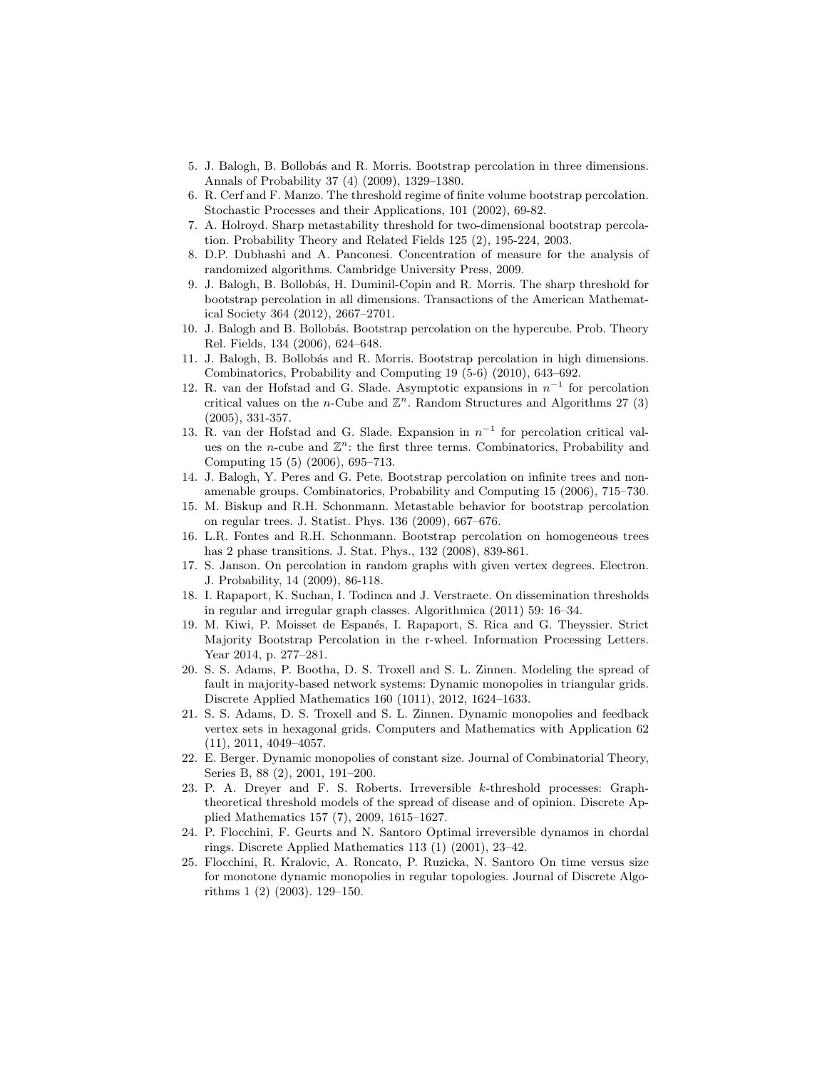5. J. Balogh, B. Bollobás and R. Morris. Bootstrap percolation in three dimensions. Annals of Probability 37 (4) (2009), 1329–1380.
6. R. Cerf and F. Manzo. The threshold regime of finite volume bootstrap percolation. Stochastic Processes and their Applications, 101 (2002), 69-82.
7. A. Holroyd. Sharp metastability threshold for two-dimensional bootstrap percolation. Probability Theory and Related Fields 125 (2), 195-224, 2003.
8. D.P. Dubhashi and A. Panconesi. Concentration of measure for the analysis of randomized algorithms. Cambridge University Press, 2009.
9. J. Balogh, B. Bollobás, H. Duminil-Copin and R. Morris. The sharp threshold for bootstrap percolation in all dimensions. Transactions of the American Mathematical Society 364 (2012), 2667–2701.
10. J. Balogh and B. Bollobás. Bootstrap percolation on the hypercube. Prob. Theory Rel. Fields, 134 (2006), 624–648.
11. J. Balogh, B. Bollobás and R. Morris. Bootstrap percolation in high dimensions. Combinatorics, Probability and Computing 19 (5-6) (2010), 643–692.
12. R. van der Hofstad and G. Slade. Asymptotic expansions in $n^{-1}$ for percolation critical values on the $n$-Cube and $\mathbb{Z}^n$. Random Structures and Algorithms 27 (3) (2005), 331-357.
13. R. van der Hofstad and G. Slade. Expansion in $n^{-1}$ for percolation critical values on the $n$-cube and $\mathbb{Z}^n$: the first three terms. Combinatorics, Probability and Computing 15 (5) (2006), 695–713.
14. J. Balogh, Y. Peres and G. Pete. Bootstrap percolation on infinite trees and non-amenable groups. Combinatorics, Probability and Computing 15 (2006), 715–730.
15. M. Biskup and R.H. Schonmann. Metastable behavior for bootstrap percolation on regular trees. J. Statist. Phys. 136 (2009), 667–676.
16. L.R. Fontes and R.H. Schonmann. Bootstrap percolation on homogeneous trees has 2 phase transitions. J. Stat. Phys., 132 (2008), 839-861.
17. S. Janson. On percolation in random graphs with given vertex degrees. Electron. J. Probability, 14 (2009), 86-118.
18. I. Rapaport, K. Suchan, I. Todinca and J. Verstraete. On dissemination thresholds in regular and irregular graph classes. Algorithmica (2011) 59: 16–34.
19. M. Kiwi, P. Moisset de Espanés, I. Rapaport, S. Rica and G. Theyssier. Strict Majority Bootstrap Percolation in the r-wheel. Information Processing Letters. Year 2014, p. 277–281.
20. S. S. Adams, P. Bootha, D. S. Troxell and S. L. Zinnen. Modeling the spread of fault in majority-based network systems: Dynamic monopolies in triangular grids. Discrete Applied Mathematics 160 (1011), 2012, 1624–1633.
21. S. S. Adams, D. S. Troxell and S. L. Zinnen. Dynamic monopolies and feedback vertex sets in hexagonal grids. Computers and Mathematics with Application 62 (11), 2011, 4049–4057.
22. E. Berger. Dynamic monopolies of constant size. Journal of Combinatorial Theory, Series B, 88 (2), 2001, 191–200.
23. P. A. Dreyer and F. S. Roberts. Irreversible $k$-threshold processes: Graph-theoretical threshold models of the spread of disease and of opinion. Discrete Applied Mathematics 157 (7), 2009, 1615–1627.
24. P. Flocchini, F. Geurts and N. Santoro Optimal irreversible dynamos in chordal rings. Discrete Applied Mathematics 113 (1) (2001), 23–42.
25. Flocchini, R. Kralovic, A. Roncato, P. Ruzicka, N. Santoro On time versus size for monotone dynamic monopolies in regular topologies. Journal of Discrete Algorithms 1 (2) (2003). 129–150.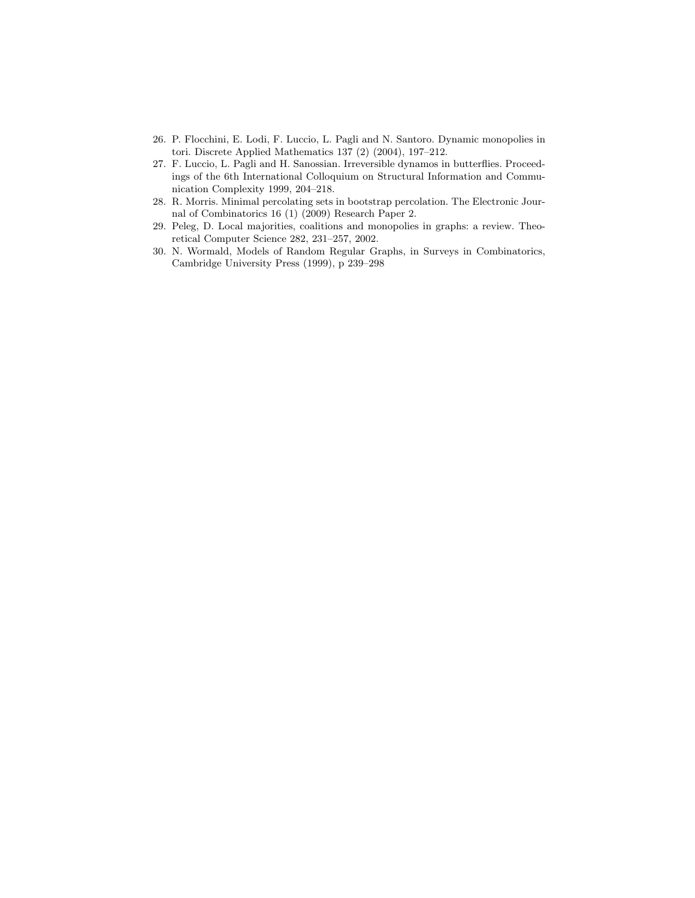26. P. Flocchini, E. Lodi, F. Luccio, L. Pagli and N. Santoro. Dynamic monopolies in tori. Discrete Applied Mathematics 137 (2) (2004), 197–212.
27. F. Luccio, L. Pagli and H. Sanossian. Irreversible dynamos in butterflies. Proceedings of the 6th International Colloquium on Structural Information and Communication Complexity 1999, 204–218.
28. R. Morris. Minimal percolating sets in bootstrap percolation. The Electronic Journal of Combinatorics 16 (1) (2009) Research Paper 2.
29. Peleg, D. Local majorities, coalitions and monopolies in graphs: a review. Theoretical Computer Science 282, 231–257, 2002.
30. N. Wormald, Models of Random Regular Graphs, in Surveys in Combinatorics, Cambridge University Press (1999), p 239–298